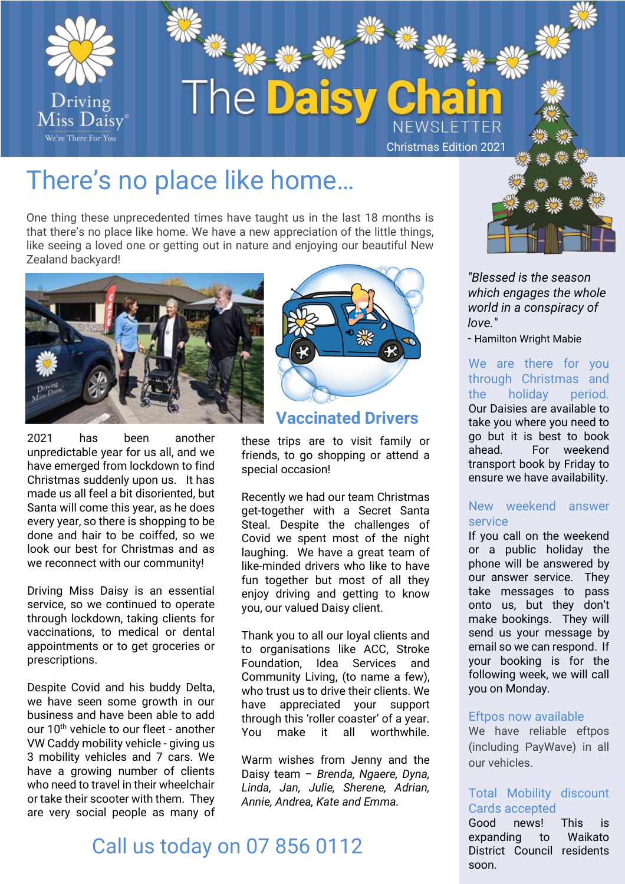# The Daisy Chain NEWSLETTER

Christmas Edition 2021

## There's no place like home…

One thing these unprecedented times have taught us in the last 18 months is that there's no place like home. We have a new appreciation of the little things, like seeing a loved one or getting out in nature and enjoying our beautiful New Zealand backyard!

### Vaccinated Drivers

2021 has been another unpredictable year for us all, and we have emerged from lockdown to find Christmas suddenly upon us. It has made us all feel a bit disoriented, but Santa will come this year, as he does every year, so there is shopping to be done and hair to be coiffed, so we look our best for Christmas and as we reconnect with our community!

Driving Miss Daisy is an essential service, so we continued to operate through lockdown, taking clients for vaccinations, to medical or dental appointments or to get groceries or prescriptions.

Despite Covid and his buddy Delta, we have seen some growth in our business and have been able to add our 10th vehicle to our fleet - another VW Caddy mobility vehicle - giving us 3 mobility vehicles and 7 cars. We have a growing number of clients who need to travel in their wheelchair or take their scooter with them. They are very social people as many of these trips are to visit family or friends, to go shopping or attend a special occasion!

Recently we had our team Christmas get-together with a Secret Santa Steal. Despite the challenges of Covid we spent most of the night laughing. We have a great team of like-minded drivers who like to have fun together but most of all they enjoy driving and getting to know you, our valued Daisy client.

Thank you to all our loyal clients and to organisations like ACC, Stroke Foundation, Idea Services and Community Living, (to name a few), who trust us to drive their clients. We have appreciated your support through this 'roller coaster' of a year. You make it all worthwhile.

Warm wishes from Jenny and the Daisy team – *Brenda, Ngaere, Dyna, Linda, Jan, Julie, Sherene, Adrian, Annie, Andrea, Kate and Emma.*

## Call us today on 07 856 0112

*"Blessed is the season which engages the whole world in a conspiracy of love."*

- Hamilton Wright Mabie

### We are there for you through Christmas and the holiday period.

Our Daisies are available to take you where you need to go but it is best to book ahead. For weekend transport book by Friday to ensure we have availability.

### New weekend answer service

If you call on the weekend or a public holiday the phone will be answered by our answer service. They take messages to pass onto us, but they don't make bookings. They will send us your message by email so we can respond. If your booking is for the following week, we will call you on Monday.

### Eftpos now available

We have reliable eftpos (including PayWave) in all our vehicles.

### Total Mobility discount Cards accepted

Good news! This is expanding to Waikato District Council residents soon.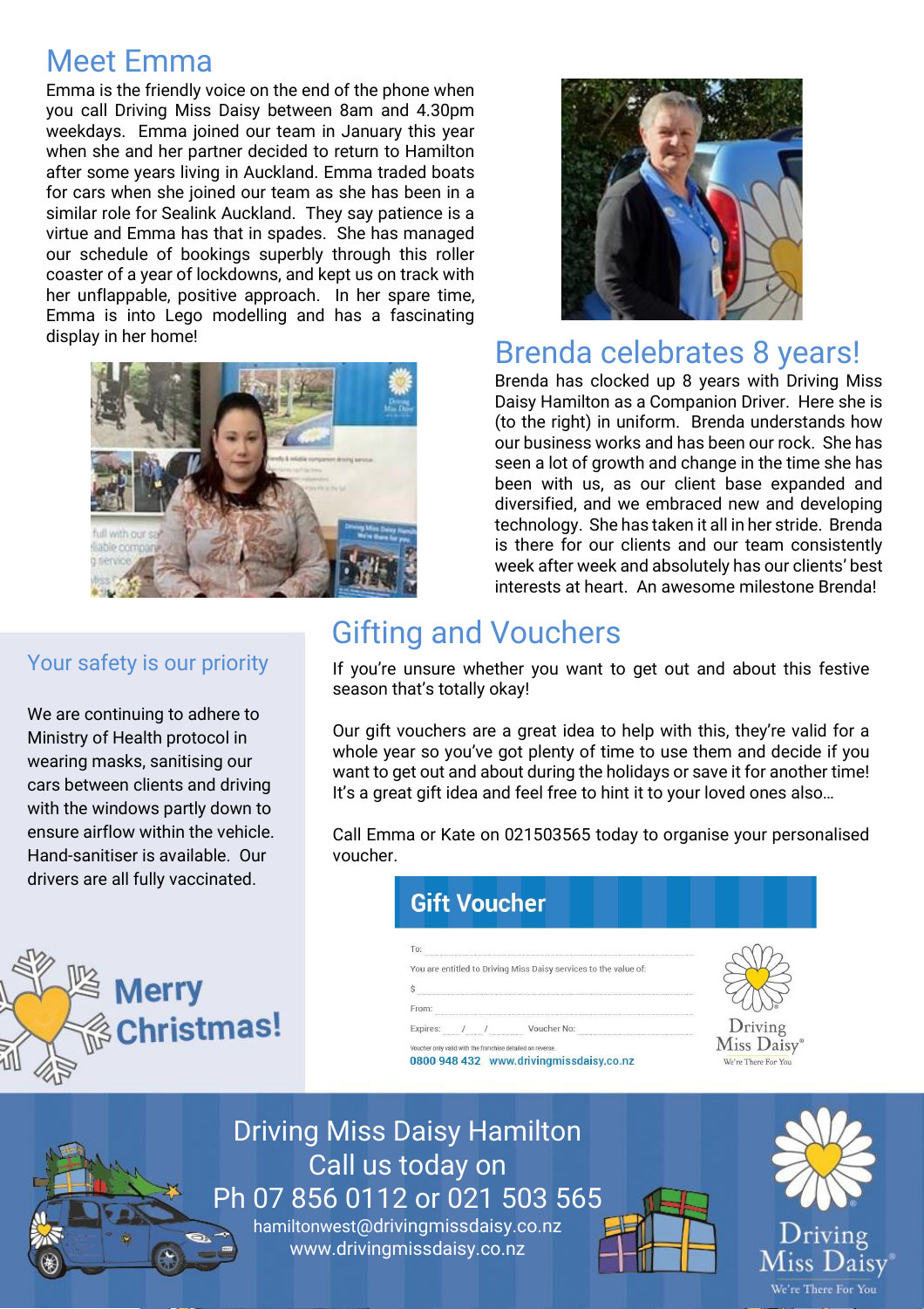## Meet Emma

Emma is the friendly voice on the end of the phone when you call Driving Miss Daisy between 8am and 4.30pm weekdays. Emma joined our team in January this year when she and her partner decided to return to Hamilton after some years living in Auckland. Emma traded boats for cars when she joined our team as she has been in a similar role for Sealink Auckland. They say patience is a virtue and Emma has that in spades. She has managed our schedule of bookings superbly through this roller coaster of a year of lockdowns, and kept us on track with her unflappable, positive approach. In her spare time, Emma is into Lego modelling and has a fascinating display in her home!

## Brenda celebrates 8 years!

Brenda has clocked up 8 years with Driving Miss Daisy Hamilton as a Companion Driver. Here she is (to the right) in uniform. Brenda understands how our business works and has been our rock. She has seen a lot of growth and change in the time she has been with us, as our client base expanded and diversified, and we embraced new and developing technology. She has taken it all in her stride. Brenda is there for our clients and our team consistently week after week and absolutely has our clients' best interests at heart. An awesome milestone Brenda!

## Your safety is our priority

We are continuing to adhere to Ministry of Health protocol in wearing masks, sanitising our cars between clients and driving with the windows partly down to ensure airflow within the vehicle. Hand-sanitiser is available. Our drivers are all fully vaccinated.

**Merry Christmas!**

## Gifting and Vouchers

If you're unsure whether you want to get out and about this festive season that's totally okay!

Our gift vouchers are a great idea to help with this, they're valid for a whole year so you've got plenty of time to use them and decide if you want to get out and about during the holidays or save it for another time! It's a great gift idea and feel free to hint it to your loved ones also…

Call Emma or Kate on 021503565 today to organise your personalised voucher.

**Gift Voucher**

To:

You are entitled to Driving Miss Daisy services to the value of:

$

From:

Expires: \_\_\_ / \_\_\_ / \_\_\_ Voucher No:

Voucher only valid with the franchise detailed on reverse.

0800 948 432 www.drivingmissdaisy.co.nz

Driving Miss Daisy® We're There For You

Driving Miss Daisy Hamilton
Call us today on
Ph 07 856 0112 or 021 503 565
hamiltonwest@drivingmissdaisy.co.nz
www.drivingmissdaisy.co.nz

Driving Miss Daisy® We're There For You